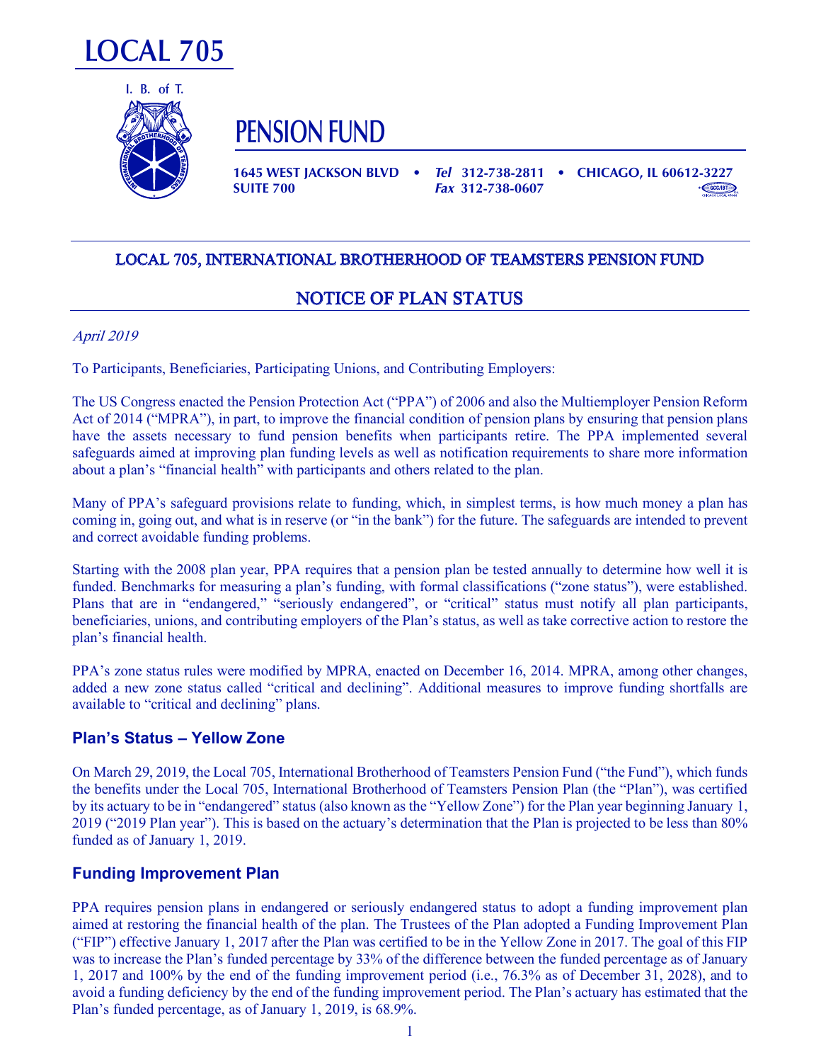# LOCAL 705

I. B. of T.

## PENSION FUND

**1645 WEST JACKSON BLVD • *Tel* 312-738-2811 • CHICAGO, IL 60612-3227**
**SUITE 700 *Fax* 312-738-0607**

## LOCAL 705, INTERNATIONAL BROTHERHOOD OF TEAMSTERS PENSION FUND

## NOTICE OF PLAN STATUS

*April 2019*

To Participants, Beneficiaries, Participating Unions, and Contributing Employers:

The US Congress enacted the Pension Protection Act ("PPA") of 2006 and also the Multiemployer Pension Reform Act of 2014 ("MPRA"), in part, to improve the financial condition of pension plans by ensuring that pension plans have the assets necessary to fund pension benefits when participants retire. The PPA implemented several safeguards aimed at improving plan funding levels as well as notification requirements to share more information about a plan's "financial health" with participants and others related to the plan.

Many of PPA's safeguard provisions relate to funding, which, in simplest terms, is how much money a plan has coming in, going out, and what is in reserve (or "in the bank") for the future. The safeguards are intended to prevent and correct avoidable funding problems.

Starting with the 2008 plan year, PPA requires that a pension plan be tested annually to determine how well it is funded. Benchmarks for measuring a plan's funding, with formal classifications ("zone status"), were established. Plans that are in "endangered," "seriously endangered", or "critical" status must notify all plan participants, beneficiaries, unions, and contributing employers of the Plan's status, as well as take corrective action to restore the plan's financial health.

PPA's zone status rules were modified by MPRA, enacted on December 16, 2014. MPRA, among other changes, added a new zone status called "critical and declining". Additional measures to improve funding shortfalls are available to "critical and declining" plans.

### Plan's Status – Yellow Zone

On March 29, 2019, the Local 705, International Brotherhood of Teamsters Pension Fund ("the Fund"), which funds the benefits under the Local 705, International Brotherhood of Teamsters Pension Plan (the "Plan"), was certified by its actuary to be in "endangered" status (also known as the "Yellow Zone") for the Plan year beginning January 1, 2019 ("2019 Plan year"). This is based on the actuary's determination that the Plan is projected to be less than 80% funded as of January 1, 2019.

### Funding Improvement Plan

PPA requires pension plans in endangered or seriously endangered status to adopt a funding improvement plan aimed at restoring the financial health of the plan. The Trustees of the Plan adopted a Funding Improvement Plan ("FIP") effective January 1, 2017 after the Plan was certified to be in the Yellow Zone in 2017. The goal of this FIP was to increase the Plan's funded percentage by 33% of the difference between the funded percentage as of January 1, 2017 and 100% by the end of the funding improvement period (i.e., 76.3% as of December 31, 2028), and to avoid a funding deficiency by the end of the funding improvement period. The Plan's actuary has estimated that the Plan's funded percentage, as of January 1, 2019, is 68.9%.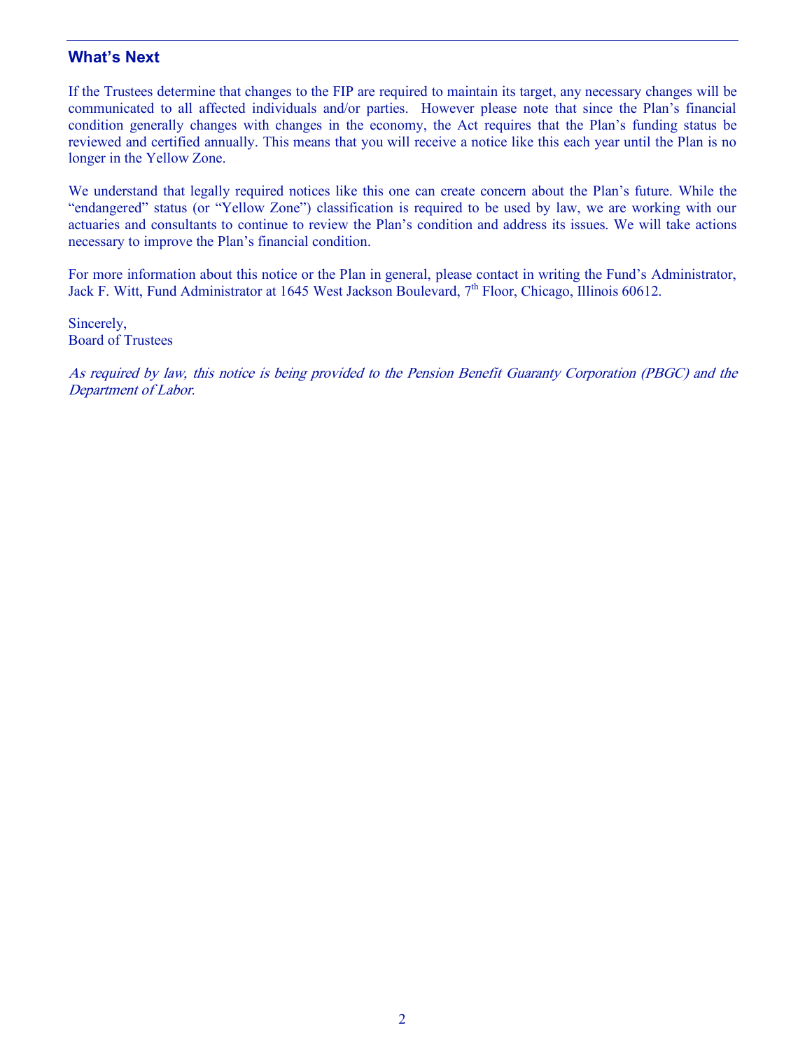## What's Next

If the Trustees determine that changes to the FIP are required to maintain its target, any necessary changes will be communicated to all affected individuals and/or parties. However please note that since the Plan's financial condition generally changes with changes in the economy, the Act requires that the Plan's funding status be reviewed and certified annually. This means that you will receive a notice like this each year until the Plan is no longer in the Yellow Zone.

We understand that legally required notices like this one can create concern about the Plan's future. While the "endangered" status (or "Yellow Zone") classification is required to be used by law, we are working with our actuaries and consultants to continue to review the Plan's condition and address its issues. We will take actions necessary to improve the Plan's financial condition.

For more information about this notice or the Plan in general, please contact in writing the Fund's Administrator, Jack F. Witt, Fund Administrator at 1645 West Jackson Boulevard, 7th Floor, Chicago, Illinois 60612.

Sincerely,
Board of Trustees

*As required by law, this notice is being provided to the Pension Benefit Guaranty Corporation (PBGC) and the Department of Labor.*